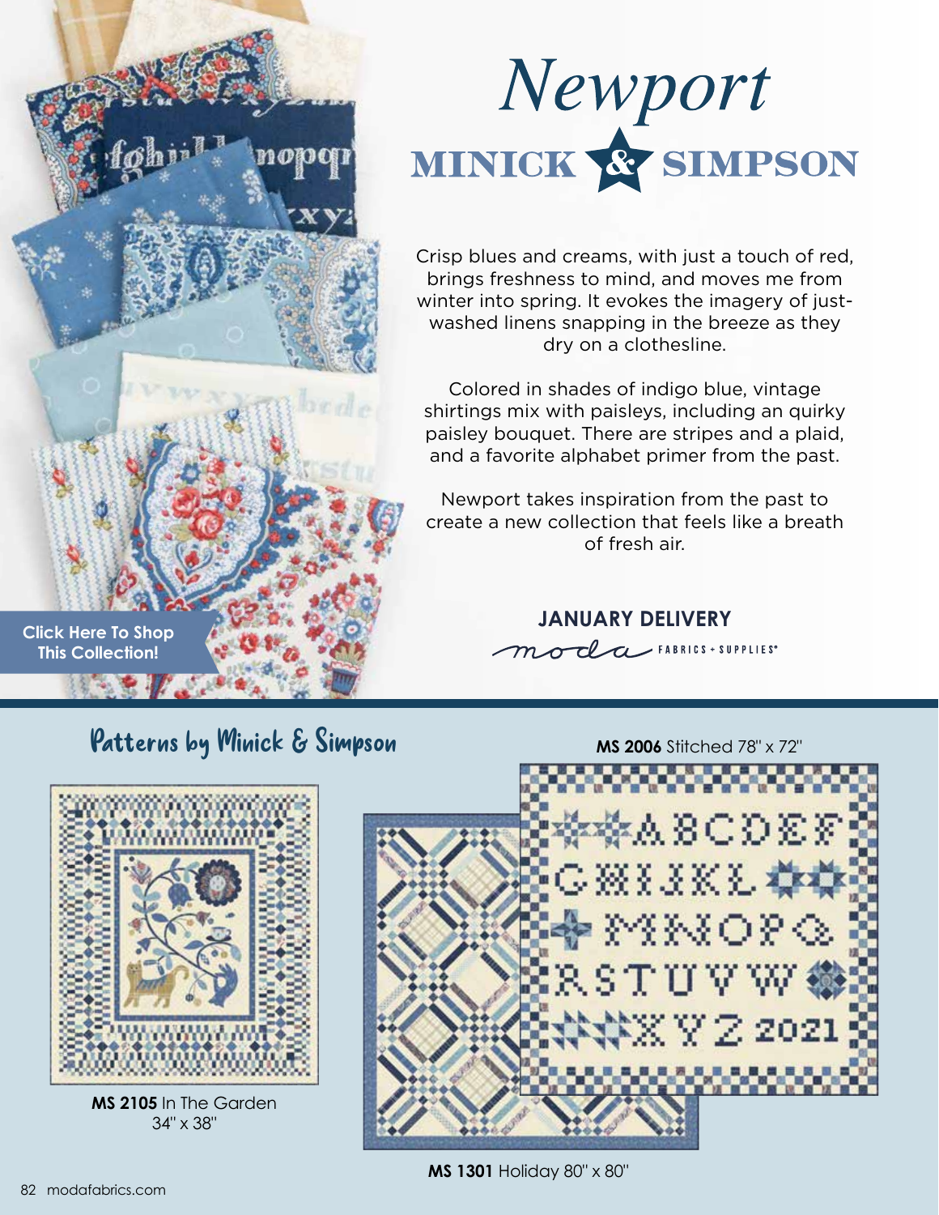# *Newport*

## MINICK & SIMPSON

Crisp blues and creams, with just a touch of red, brings freshness to mind, and moves me from winter into spring. It evokes the imagery of just-washed linens snapping in the breeze as they dry on a clothesline.

Colored in shades of indigo blue, vintage shirtings mix with paisleys, including an quirky paisley bouquet. There are stripes and a plaid, and a favorite alphabet primer from the past.

Newport takes inspiration from the past to create a new collection that feels like a breath of fresh air.

**JANUARY DELIVERY**

moda FABRICS + SUPPLIES®

**Click Here To Shop This Collection!**

## Patterns by Minick & Simpson

**MS 2105** In The Garden 34" x 38"

**MS 2006** Stitched 78" x 72"

**MS 1301** Holiday 80" x 80"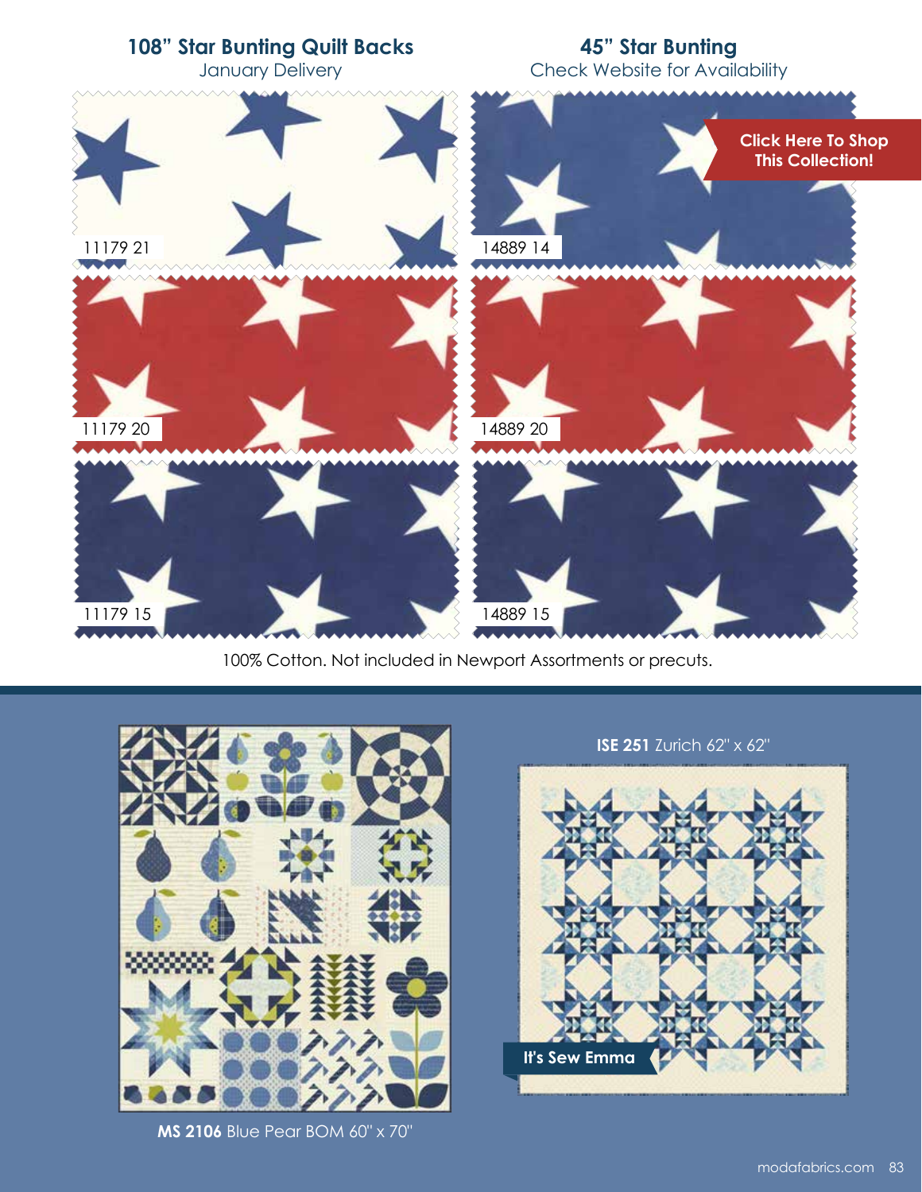## 108" Star Bunting Quilt Backs

January Delivery

11179 21

11179 20

11179 15

## 45" Star Bunting

Check Website for Availability

Click Here To Shop This Collection!

14889 14

14889 20

14889 15

100% Cotton. Not included in Newport Assortments or precuts.

**MS 2106** Blue Pear BOM 60" x 70"

**ISE 251** Zurich 62" x 62"

It's Sew Emma

modafabrics.com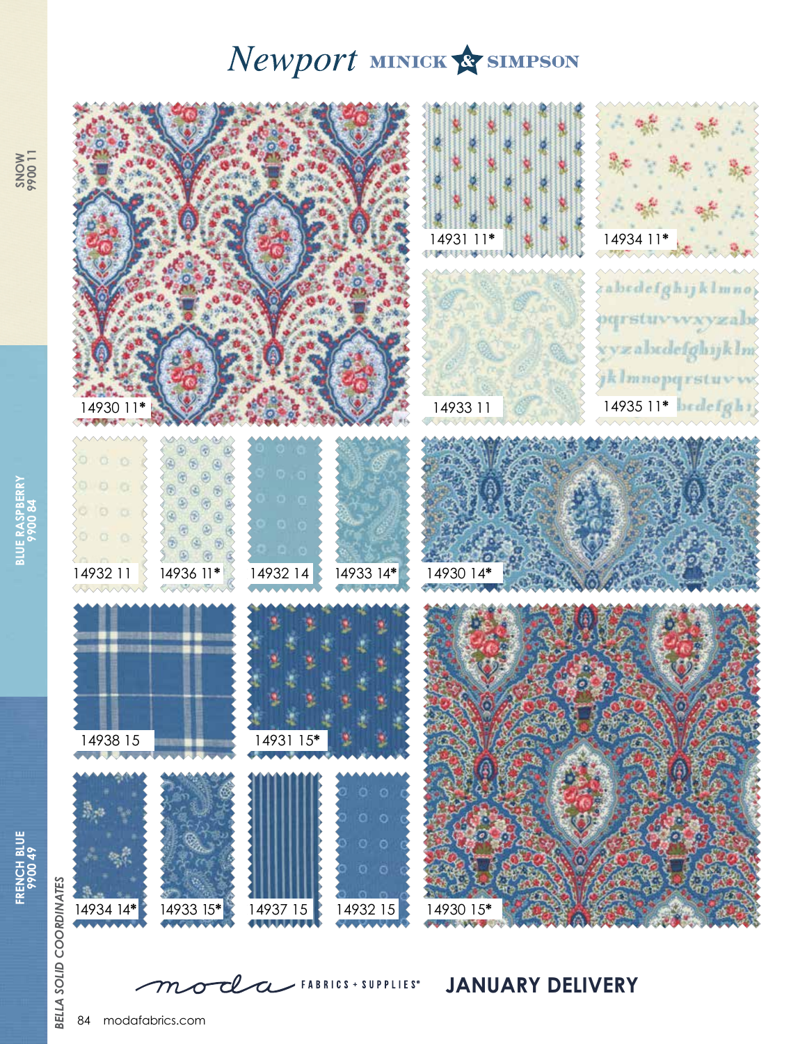# *Newport* MINICK & SIMPSON

14930 11*

14931 11*

14934 11*

14933 11

14935 11*

14932 11

14936 11*

14932 14

14933 14*

14930 14*

14938 15

14931 15*

14930 15*

14934 14*

14933 15*

14937 15

14932 15

SNOW 9900 11

BLUE RASPBERRY 9900 84

FRENCH BLUE 9900 49

*BELLA SOLID COORDINATES*

moda FABRICS + SUPPLIES®

**JANUARY DELIVERY**

modafabrics.com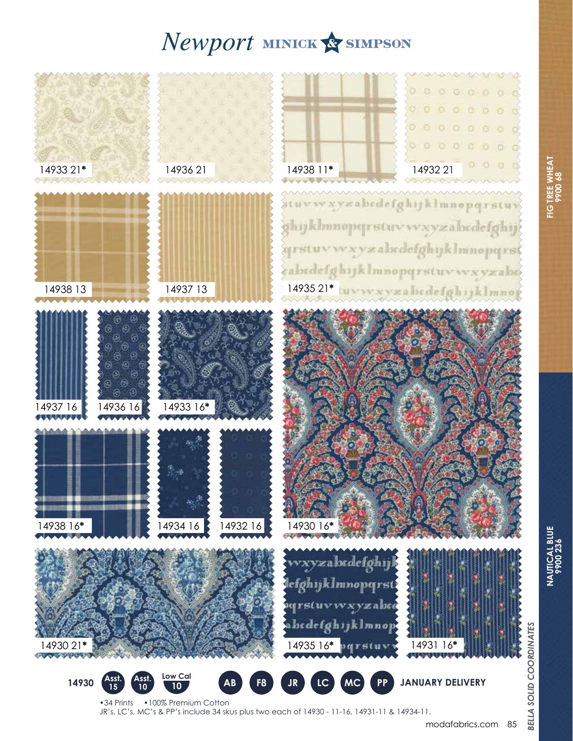# Newport MINICK & SIMPSON

14933 21*

14936 21

14938 11*

14932 21

14938 13

14937 13

14935 21*

14937 16

14936 16

14933 16*

14930 16*

14938 16*

14934 16

14932 16

14930 21*

14935 16*

14931 16*

**14930** Asst. 15 Asst. 10 Low Cal 10 AB F8 JR LC MC PP **JANUARY DELIVERY**

•34 Prints •100% Premium Cotton

JR's, LC's, MC's & PP's include 34 skus plus two each of 14930 - 11-16, 14931-11 & 14934-11.

modafabrics.com

**FIG TREE WHEAT 9900 68**

**NAUTICAL BLUE 9900 236**

***BELLA SOLID COORDINATES***